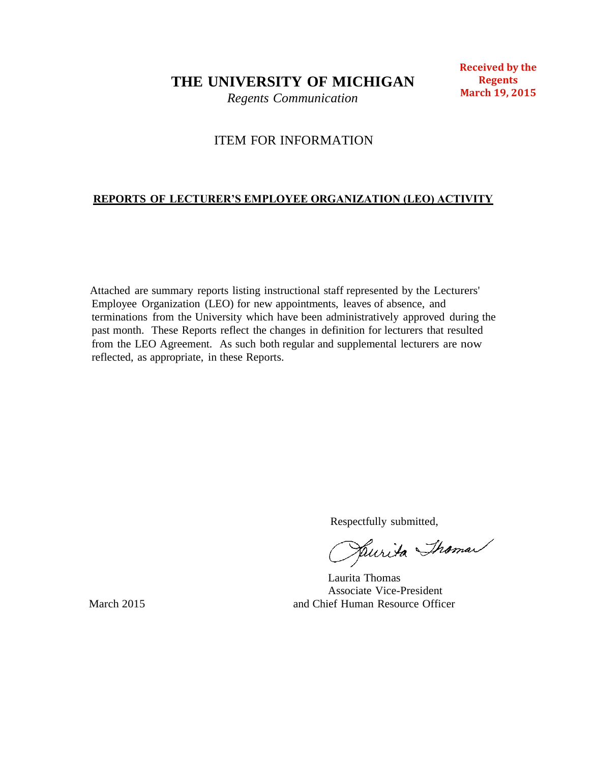# THE UNIVERSITY OF MICHIGAN

*Regents Communication*

**Received by the Regents March 19, 2015**

ITEM FOR INFORMATION

**REPORTS OF LECTURER'S EMPLOYEE ORGANIZATION (LEO) ACTIVITY**

Attached are summary reports listing instructional staff represented by the Lecturers' Employee Organization (LEO) for new appointments, leaves of absence, and terminations from the University which have been administratively approved during the past month. These Reports reflect the changes in definition for lecturers that resulted from the LEO Agreement. As such both regular and supplemental lecturers are now reflected, as appropriate, in these Reports.

Respectfully submitted,

Laurita Thomas
Associate Vice-President
and Chief Human Resource Officer

March 2015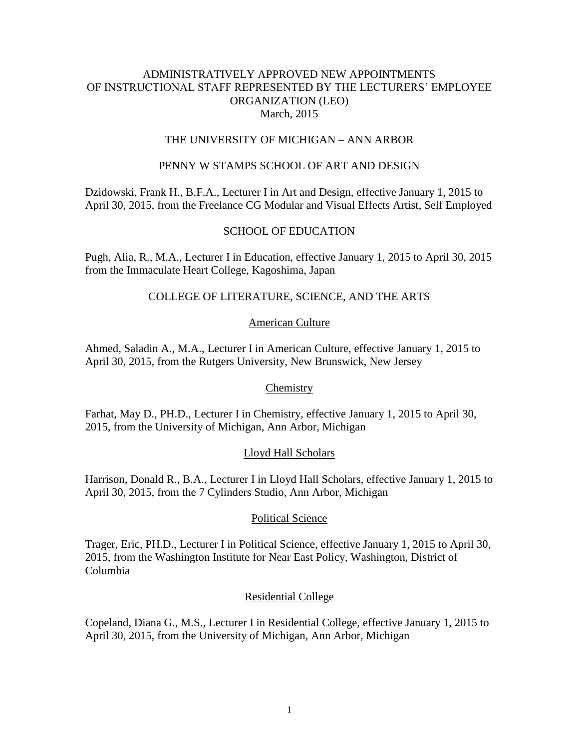# ADMINISTRATIVELY APPROVED NEW APPOINTMENTS OF INSTRUCTIONAL STAFF REPRESENTED BY THE LECTURERS' EMPLOYEE ORGANIZATION (LEO)

March, 2015

## THE UNIVERSITY OF MICHIGAN – ANN ARBOR

### PENNY W STAMPS SCHOOL OF ART AND DESIGN

Dzidowski, Frank H., B.F.A., Lecturer I in Art and Design, effective January 1, 2015 to April 30, 2015, from the Freelance CG Modular and Visual Effects Artist, Self Employed

### SCHOOL OF EDUCATION

Pugh, Alia, R., M.A., Lecturer I in Education, effective January 1, 2015 to April 30, 2015 from the Immaculate Heart College, Kagoshima, Japan

### COLLEGE OF LITERATURE, SCIENCE, AND THE ARTS

#### American Culture

Ahmed, Saladin A., M.A., Lecturer I in American Culture, effective January 1, 2015 to April 30, 2015, from the Rutgers University, New Brunswick, New Jersey

#### Chemistry

Farhat, May D., PH.D., Lecturer I in Chemistry, effective January 1, 2015 to April 30, 2015, from the University of Michigan, Ann Arbor, Michigan

#### Lloyd Hall Scholars

Harrison, Donald R., B.A., Lecturer I in Lloyd Hall Scholars, effective January 1, 2015 to April 30, 2015, from the 7 Cylinders Studio, Ann Arbor, Michigan

#### Political Science

Trager, Eric, PH.D., Lecturer I in Political Science, effective January 1, 2015 to April 30, 2015, from the Washington Institute for Near East Policy, Washington, District of Columbia

#### Residential College

Copeland, Diana G., M.S., Lecturer I in Residential College, effective January 1, 2015 to April 30, 2015, from the University of Michigan, Ann Arbor, Michigan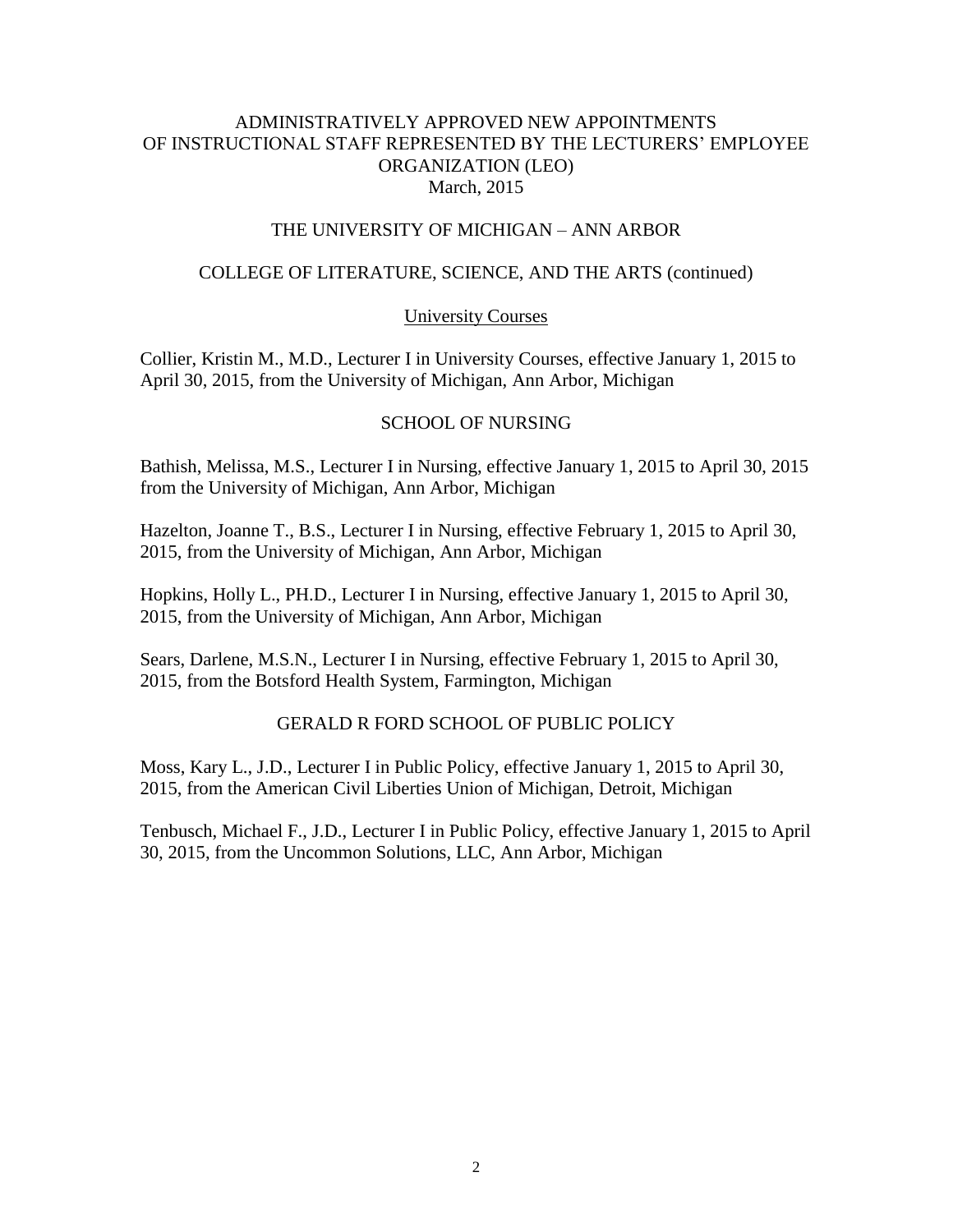ADMINISTRATIVELY APPROVED NEW APPOINTMENTS OF INSTRUCTIONAL STAFF REPRESENTED BY THE LECTURERS' EMPLOYEE ORGANIZATION (LEO)
March, 2015

THE UNIVERSITY OF MICHIGAN – ANN ARBOR

## COLLEGE OF LITERATURE, SCIENCE, AND THE ARTS (continued)

### University Courses

Collier, Kristin M., M.D., Lecturer I in University Courses, effective January 1, 2015 to April 30, 2015, from the University of Michigan, Ann Arbor, Michigan

## SCHOOL OF NURSING

Bathish, Melissa, M.S., Lecturer I in Nursing, effective January 1, 2015 to April 30, 2015 from the University of Michigan, Ann Arbor, Michigan

Hazelton, Joanne T., B.S., Lecturer I in Nursing, effective February 1, 2015 to April 30, 2015, from the University of Michigan, Ann Arbor, Michigan

Hopkins, Holly L., PH.D., Lecturer I in Nursing, effective January 1, 2015 to April 30, 2015, from the University of Michigan, Ann Arbor, Michigan

Sears, Darlene, M.S.N., Lecturer I in Nursing, effective February 1, 2015 to April 30, 2015, from the Botsford Health System, Farmington, Michigan

## GERALD R FORD SCHOOL OF PUBLIC POLICY

Moss, Kary L., J.D., Lecturer I in Public Policy, effective January 1, 2015 to April 30, 2015, from the American Civil Liberties Union of Michigan, Detroit, Michigan

Tenbusch, Michael F., J.D., Lecturer I in Public Policy, effective January 1, 2015 to April 30, 2015, from the Uncommon Solutions, LLC, Ann Arbor, Michigan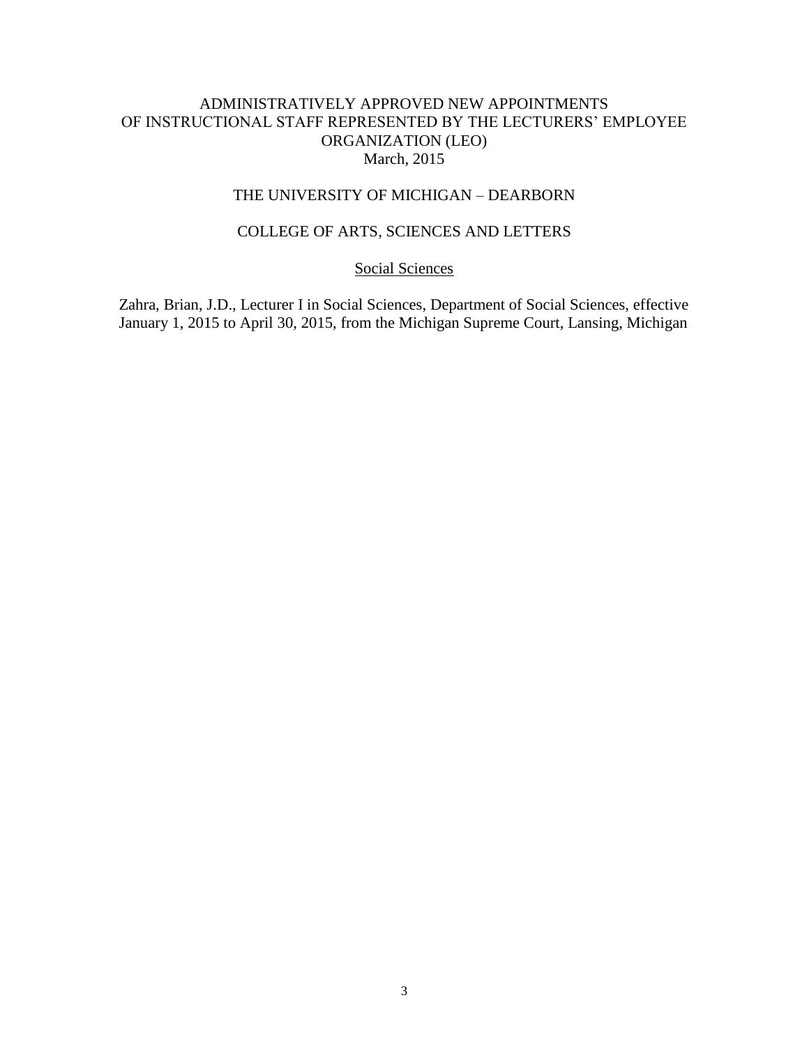# ADMINISTRATIVELY APPROVED NEW APPOINTMENTS OF INSTRUCTIONAL STAFF REPRESENTED BY THE LECTURERS' EMPLOYEE ORGANIZATION (LEO)

March, 2015

## THE UNIVERSITY OF MICHIGAN – DEARBORN

### COLLEGE OF ARTS, SCIENCES AND LETTERS

#### Social Sciences

Zahra, Brian, J.D., Lecturer I in Social Sciences, Department of Social Sciences, effective January 1, 2015 to April 30, 2015, from the Michigan Supreme Court, Lansing, Michigan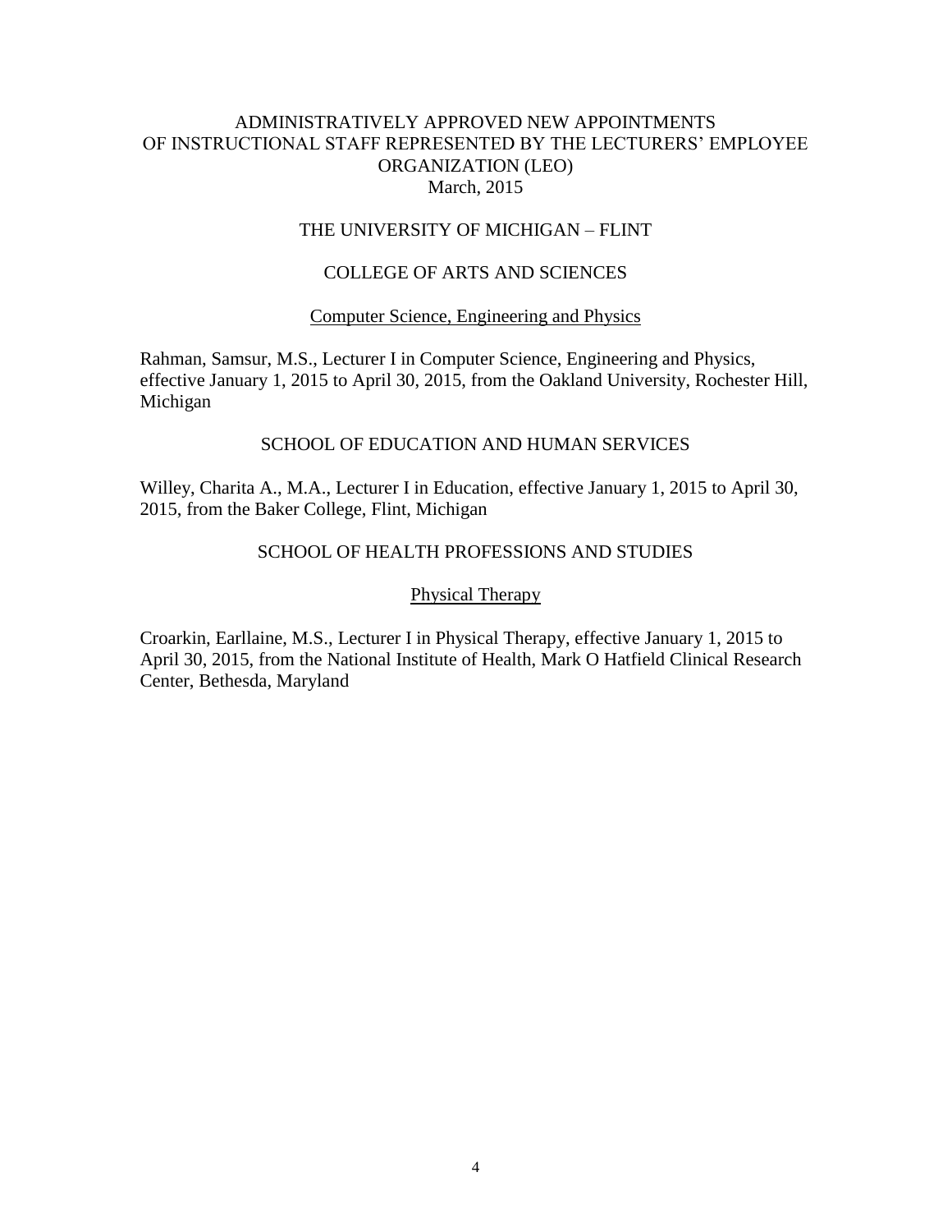# ADMINISTRATIVELY APPROVED NEW APPOINTMENTS OF INSTRUCTIONAL STAFF REPRESENTED BY THE LECTURERS' EMPLOYEE ORGANIZATION (LEO)

March, 2015

## THE UNIVERSITY OF MICHIGAN – FLINT

### COLLEGE OF ARTS AND SCIENCES

#### Computer Science, Engineering and Physics

Rahman, Samsur, M.S., Lecturer I in Computer Science, Engineering and Physics, effective January 1, 2015 to April 30, 2015, from the Oakland University, Rochester Hill, Michigan

### SCHOOL OF EDUCATION AND HUMAN SERVICES

Willey, Charita A., M.A., Lecturer I in Education, effective January 1, 2015 to April 30, 2015, from the Baker College, Flint, Michigan

### SCHOOL OF HEALTH PROFESSIONS AND STUDIES

#### Physical Therapy

Croarkin, Earllaine, M.S., Lecturer I in Physical Therapy, effective January 1, 2015 to April 30, 2015, from the National Institute of Health, Mark O Hatfield Clinical Research Center, Bethesda, Maryland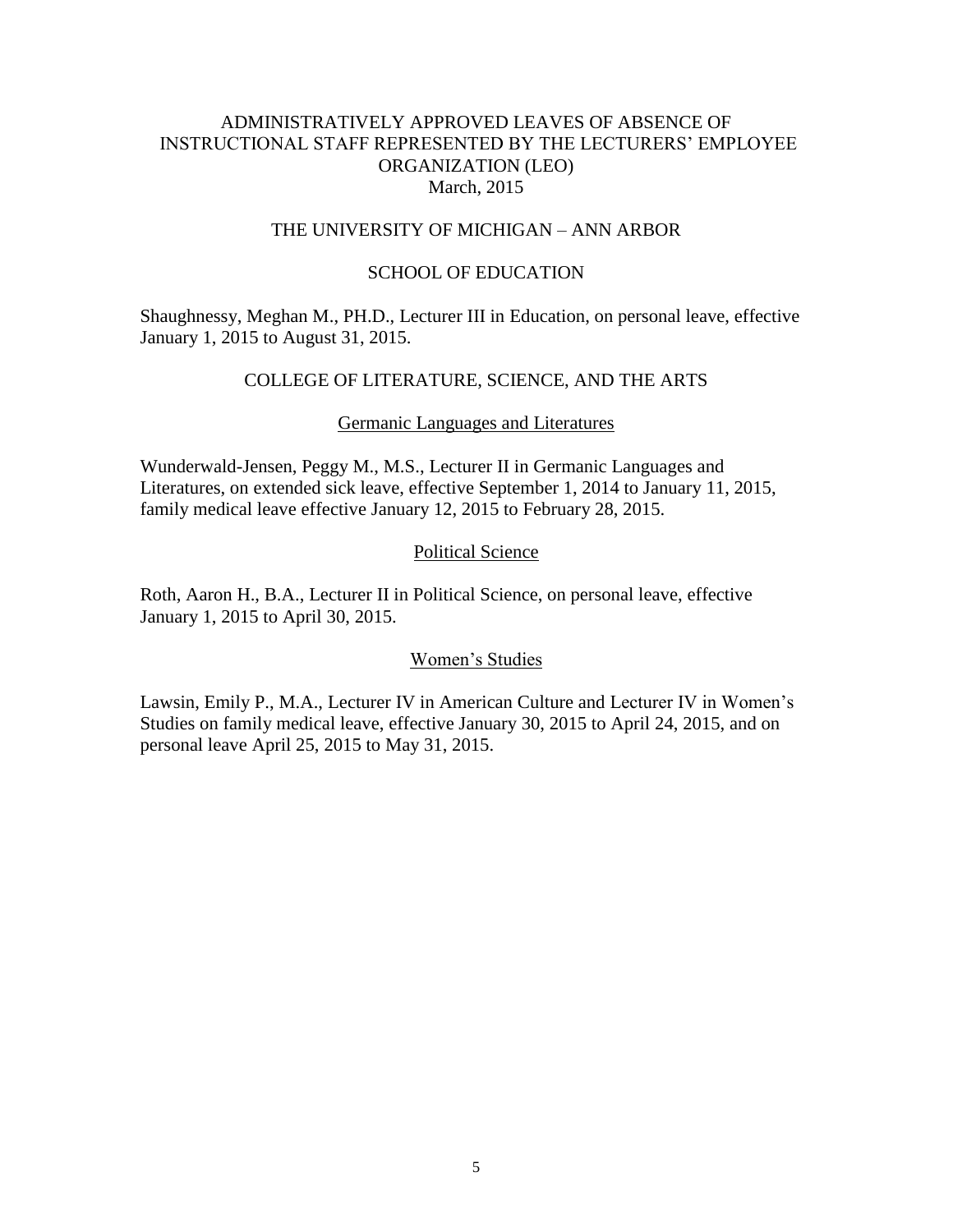# ADMINISTRATIVELY APPROVED LEAVES OF ABSENCE OF INSTRUCTIONAL STAFF REPRESENTED BY THE LECTURERS' EMPLOYEE ORGANIZATION (LEO)

March, 2015

## THE UNIVERSITY OF MICHIGAN – ANN ARBOR

### SCHOOL OF EDUCATION

Shaughnessy, Meghan M., PH.D., Lecturer III in Education, on personal leave, effective January 1, 2015 to August 31, 2015.

### COLLEGE OF LITERATURE, SCIENCE, AND THE ARTS

#### Germanic Languages and Literatures

Wunderwald-Jensen, Peggy M., M.S., Lecturer II in Germanic Languages and Literatures, on extended sick leave, effective September 1, 2014 to January 11, 2015, family medical leave effective January 12, 2015 to February 28, 2015.

#### Political Science

Roth, Aaron H., B.A., Lecturer II in Political Science, on personal leave, effective January 1, 2015 to April 30, 2015.

#### Women's Studies

Lawsin, Emily P., M.A., Lecturer IV in American Culture and Lecturer IV in Women's Studies on family medical leave, effective January 30, 2015 to April 24, 2015, and on personal leave April 25, 2015 to May 31, 2015.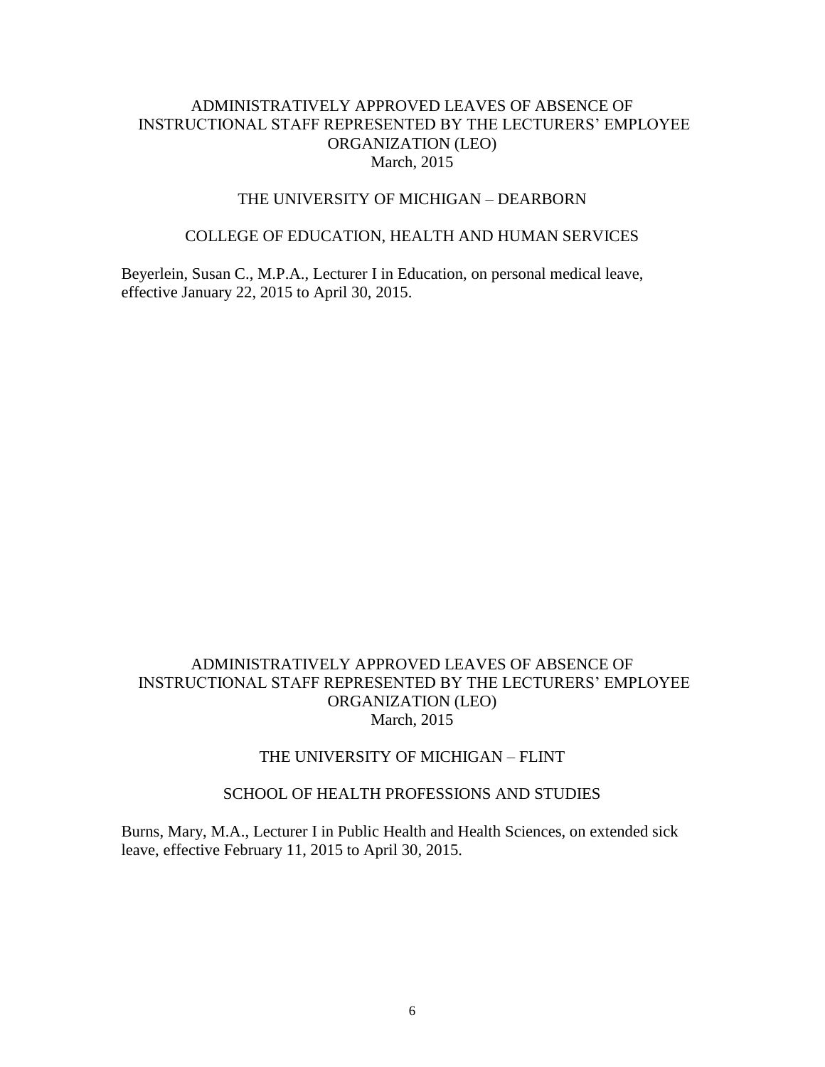## ADMINISTRATIVELY APPROVED LEAVES OF ABSENCE OF INSTRUCTIONAL STAFF REPRESENTED BY THE LECTURERS' EMPLOYEE ORGANIZATION (LEO)
March, 2015

### THE UNIVERSITY OF MICHIGAN – DEARBORN

### COLLEGE OF EDUCATION, HEALTH AND HUMAN SERVICES

Beyerlein, Susan C., M.P.A., Lecturer I in Education, on personal medical leave, effective January 22, 2015 to April 30, 2015.

## ADMINISTRATIVELY APPROVED LEAVES OF ABSENCE OF INSTRUCTIONAL STAFF REPRESENTED BY THE LECTURERS' EMPLOYEE ORGANIZATION (LEO)
March, 2015

### THE UNIVERSITY OF MICHIGAN – FLINT

### SCHOOL OF HEALTH PROFESSIONS AND STUDIES

Burns, Mary, M.A., Lecturer I in Public Health and Health Sciences, on extended sick leave, effective February 11, 2015 to April 30, 2015.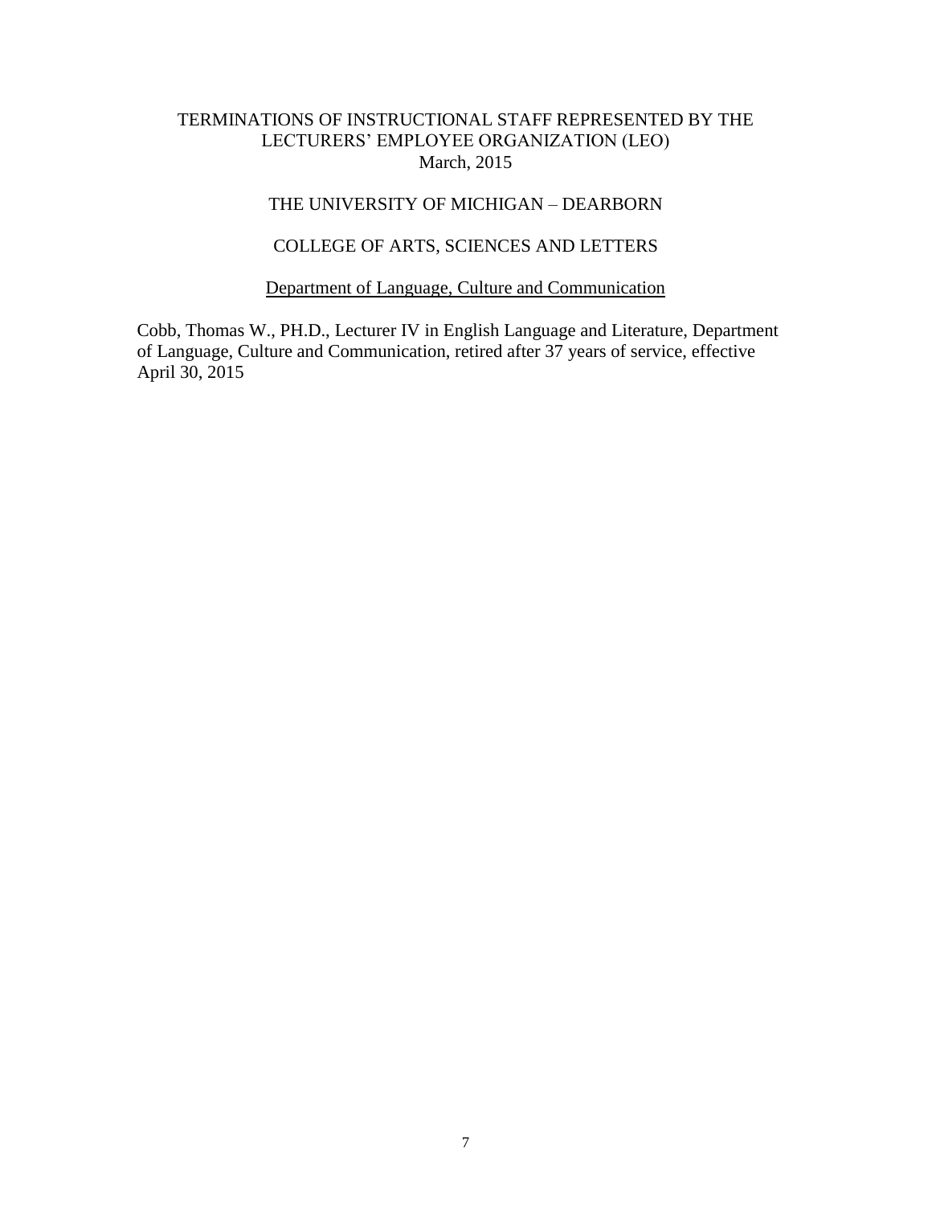# TERMINATIONS OF INSTRUCTIONAL STAFF REPRESENTED BY THE LECTURERS' EMPLOYEE ORGANIZATION (LEO)

March, 2015

## THE UNIVERSITY OF MICHIGAN – DEARBORN

## COLLEGE OF ARTS, SCIENCES AND LETTERS

### Department of Language, Culture and Communication

Cobb, Thomas W., PH.D., Lecturer IV in English Language and Literature, Department of Language, Culture and Communication, retired after 37 years of service, effective April 30, 2015